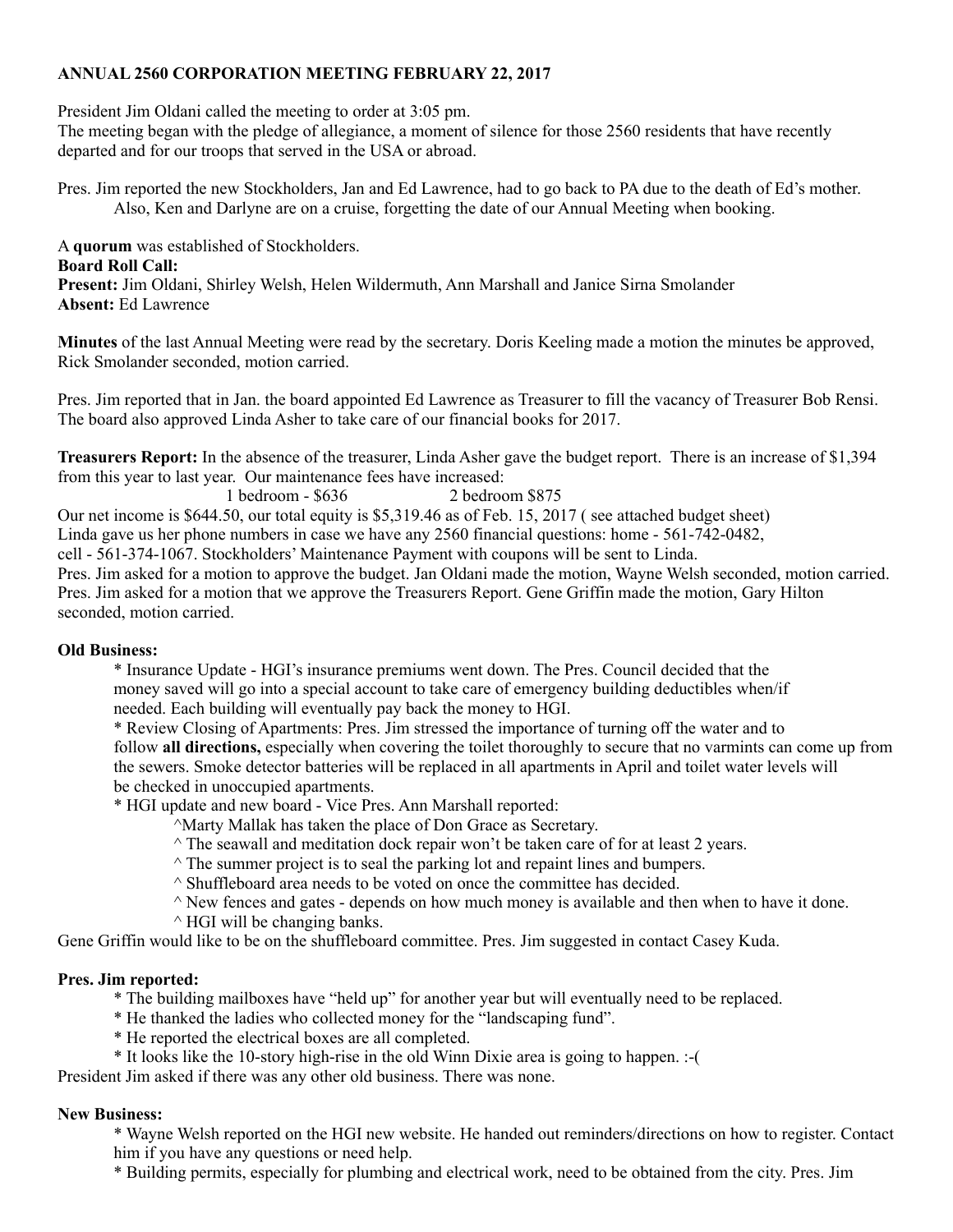**ANNUAL 2560 CORPORATION MEETING FEBRUARY 22, 2017**

President Jim Oldani called the meeting to order at 3:05 pm.
The meeting began with the pledge of allegiance, a moment of silence for those 2560 residents that have recently departed and for our troops that served in the USA or abroad.

Pres. Jim reported the new Stockholders, Jan and Ed Lawrence, had to go back to PA due to the death of Ed's mother.
Also, Ken and Darlyne are on a cruise, forgetting the date of our Annual Meeting when booking.

A **quorum** was established of Stockholders.
**Board Roll Call:**
**Present:** Jim Oldani, Shirley Welsh, Helen Wildermuth, Ann Marshall and Janice Sirna Smolander
**Absent:** Ed Lawrence

**Minutes** of the last Annual Meeting were read by the secretary. Doris Keeling made a motion the minutes be approved, Rick Smolander seconded, motion carried.

Pres. Jim reported that in Jan. the board appointed Ed Lawrence as Treasurer to fill the vacancy of Treasurer Bob Rensi. The board also approved Linda Asher to take care of our financial books for 2017.

**Treasurers Report:** In the absence of the treasurer, Linda Asher gave the budget report. There is an increase of $1,394 from this year to last year. Our maintenance fees have increased:
1 bedroom - $636 2 bedroom $875
Our net income is $644.50, our total equity is $5,319.46 as of Feb. 15, 2017 ( see attached budget sheet)
Linda gave us her phone numbers in case we have any 2560 financial questions: home - 561-742-0482, cell - 561-374-1067. Stockholders' Maintenance Payment with coupons will be sent to Linda.
Pres. Jim asked for a motion to approve the budget. Jan Oldani made the motion, Wayne Welsh seconded, motion carried.
Pres. Jim asked for a motion that we approve the Treasurers Report. Gene Griffin made the motion, Gary Hilton seconded, motion carried.

**Old Business:**

* Insurance Update - HGI's insurance premiums went down. The Pres. Council decided that the money saved will go into a special account to take care of emergency building deductibles when/if needed. Each building will eventually pay back the money to HGI.
* Review Closing of Apartments: Pres. Jim stressed the importance of turning off the water and to follow **all directions,** especially when covering the toilet thoroughly to secure that no varmints can come up from the sewers. Smoke detector batteries will be replaced in all apartments in April and toilet water levels will be checked in unoccupied apartments.
* HGI update and new board - Vice Pres. Ann Marshall reported:
  - ^Marty Mallak has taken the place of Don Grace as Secretary.
  - ^ The seawall and meditation dock repair won't be taken care of for at least 2 years.
  - ^ The summer project is to seal the parking lot and repaint lines and bumpers.
  - ^ Shuffleboard area needs to be voted on once the committee has decided.
  - ^ New fences and gates - depends on how much money is available and then when to have it done.
  - ^ HGI will be changing banks.

Gene Griffin would like to be on the shuffleboard committee. Pres. Jim suggested in contact Casey Kuda.

**Pres. Jim reported:**

* The building mailboxes have "held up" for another year but will eventually need to be replaced.
* He thanked the ladies who collected money for the "landscaping fund".
* He reported the electrical boxes are all completed.
* It looks like the 10-story high-rise in the old Winn Dixie area is going to happen. :-(

President Jim asked if there was any other old business. There was none.

**New Business:**

* Wayne Welsh reported on the HGI new website. He handed out reminders/directions on how to register. Contact him if you have any questions or need help.
* Building permits, especially for plumbing and electrical work, need to be obtained from the city. Pres. Jim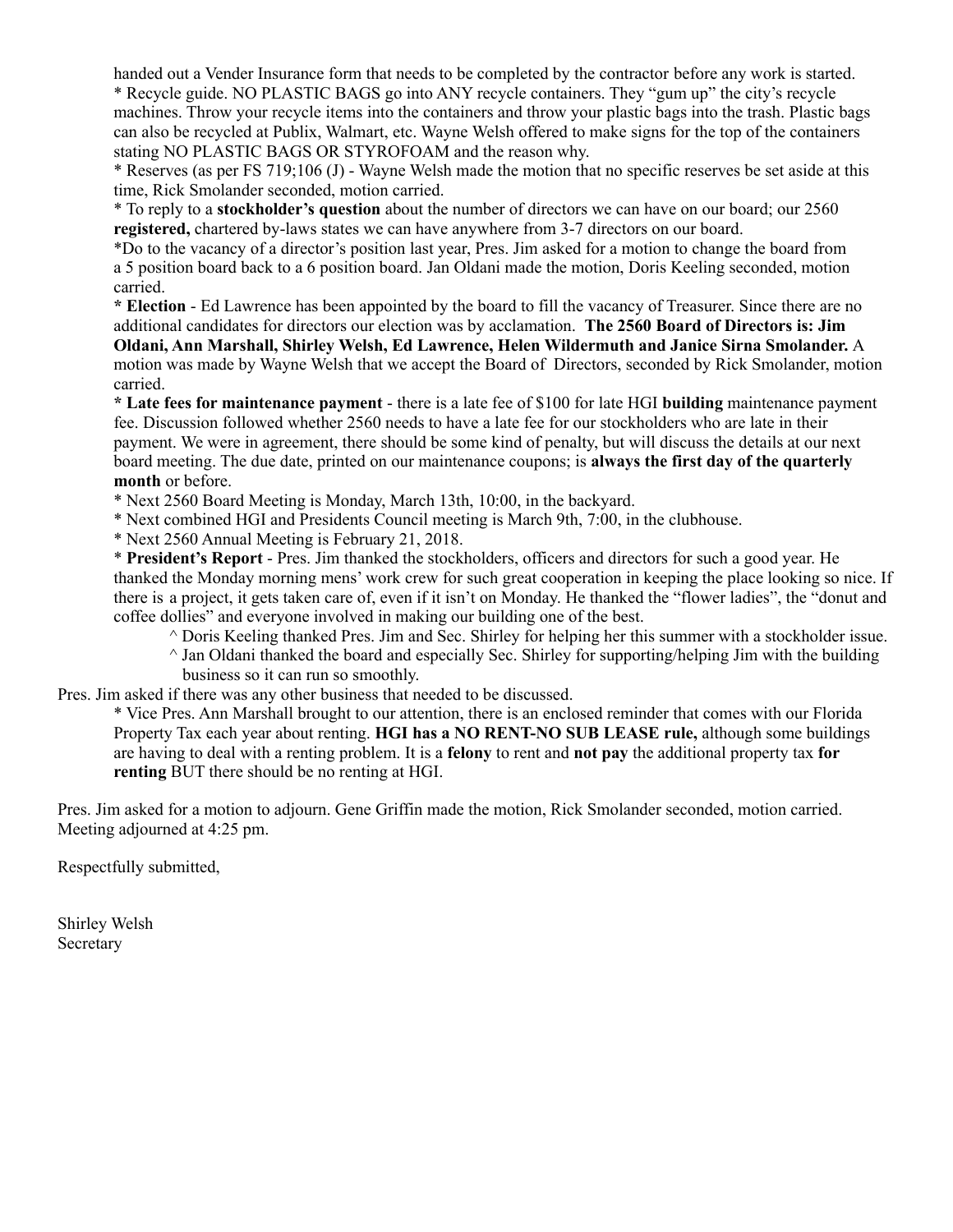handed out a Vender Insurance form that needs to be completed by the contractor before any work is started.

* Recycle guide. NO PLASTIC BAGS go into ANY recycle containers. They "gum up" the city's recycle machines. Throw your recycle items into the containers and throw your plastic bags into the trash. Plastic bags can also be recycled at Publix, Walmart, etc. Wayne Welsh offered to make signs for the top of the containers stating NO PLASTIC BAGS OR STYROFOAM and the reason why.

* Reserves (as per FS 719;106 (J) - Wayne Welsh made the motion that no specific reserves be set aside at this time, Rick Smolander seconded, motion carried.

* To reply to a **stockholder's question** about the number of directors we can have on our board; our 2560 **registered,** chartered by-laws states we can have anywhere from 3-7 directors on our board.

*Do to the vacancy of a director's position last year, Pres. Jim asked for a motion to change the board from a 5 position board back to a 6 position board. Jan Oldani made the motion, Doris Keeling seconded, motion carried.

**\* Election** - Ed Lawrence has been appointed by the board to fill the vacancy of Treasurer. Since there are no additional candidates for directors our election was by acclamation. **The 2560 Board of Directors is: Jim Oldani, Ann Marshall, Shirley Welsh, Ed Lawrence, Helen Wildermuth and Janice Sirna Smolander.** A motion was made by Wayne Welsh that we accept the Board of Directors, seconded by Rick Smolander, motion carried.

**\* Late fees for maintenance payment** - there is a late fee of $100 for late HGI **building** maintenance payment fee. Discussion followed whether 2560 needs to have a late fee for our stockholders who are late in their payment. We were in agreement, there should be some kind of penalty, but will discuss the details at our next board meeting. The due date, printed on our maintenance coupons; is **always the first day of the quarterly month** or before.

* Next 2560 Board Meeting is Monday, March 13th, 10:00, in the backyard.

* Next combined HGI and Presidents Council meeting is March 9th, 7:00, in the clubhouse.

* Next 2560 Annual Meeting is February 21, 2018.

* **President's Report** - Pres. Jim thanked the stockholders, officers and directors for such a good year. He thanked the Monday morning mens' work crew for such great cooperation in keeping the place looking so nice. If there is a project, it gets taken care of, even if it isn't on Monday. He thanked the "flower ladies", the "donut and coffee dollies" and everyone involved in making our building one of the best.

^ Doris Keeling thanked Pres. Jim and Sec. Shirley for helping her this summer with a stockholder issue.

^ Jan Oldani thanked the board and especially Sec. Shirley for supporting/helping Jim with the building business so it can run so smoothly.

Pres. Jim asked if there was any other business that needed to be discussed.

* Vice Pres. Ann Marshall brought to our attention, there is an enclosed reminder that comes with our Florida Property Tax each year about renting. **HGI has a NO RENT-NO SUB LEASE rule,** although some buildings are having to deal with a renting problem. It is a **felony** to rent and **not pay** the additional property tax **for renting** BUT there should be no renting at HGI.

Pres. Jim asked for a motion to adjourn. Gene Griffin made the motion, Rick Smolander seconded, motion carried. Meeting adjourned at 4:25 pm.

Respectfully submitted,

Shirley Welsh
Secretary